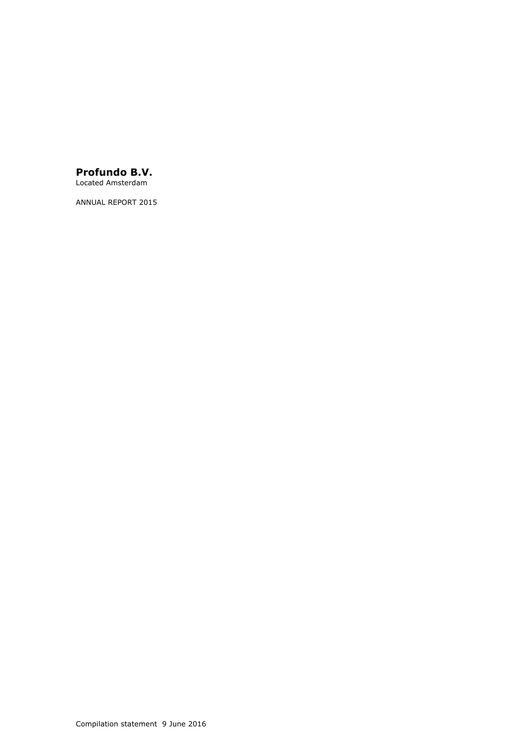# Profundo B.V.

Located Amsterdam

ANNUAL REPORT 2015

Compilation statement 9 June 2016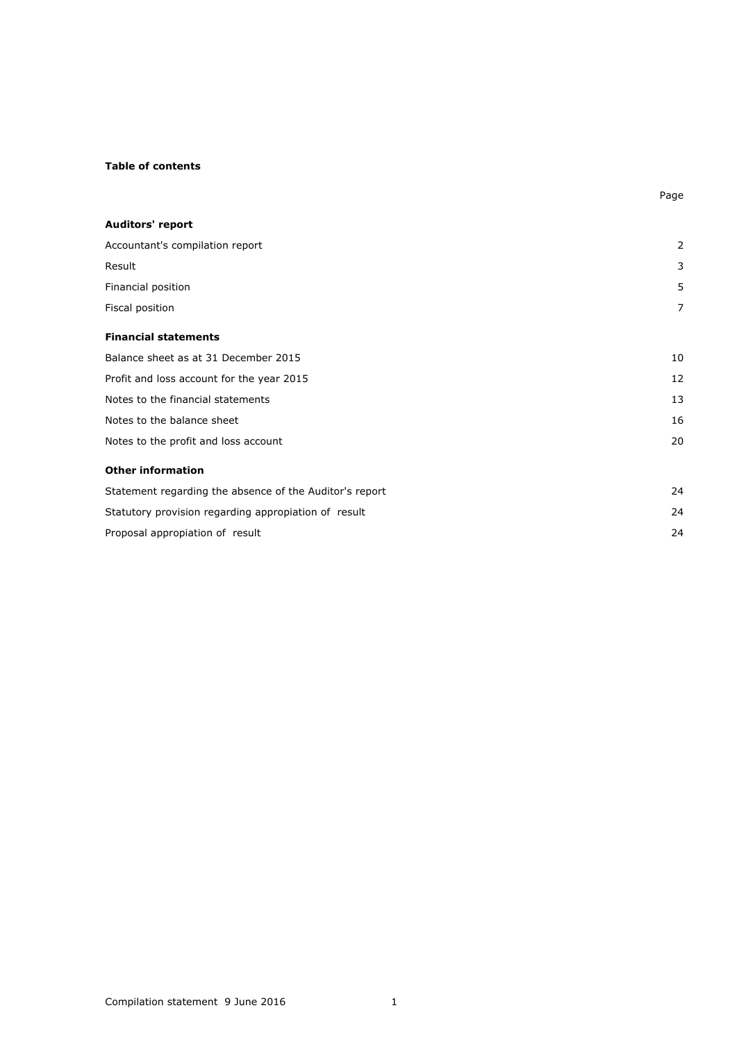**Table of contents**

| | Page |
|---|---|
| **Auditors' report** | |
| Accountant's compilation report | 2 |
| Result | 3 |
| Financial position | 5 |
| Fiscal position | 7 |
| **Financial statements** | |
| Balance sheet as at 31 December 2015 | 10 |
| Profit and loss account for the year 2015 | 12 |
| Notes to the financial statements | 13 |
| Notes to the balance sheet | 16 |
| Notes to the profit and loss account | 20 |
| **Other information** | |
| Statement regarding the absence of the Auditor's report | 24 |
| Statutory provision regarding appropiation of result | 24 |
| Proposal appropiation of result | 24 |

Compilation statement 9 June 2016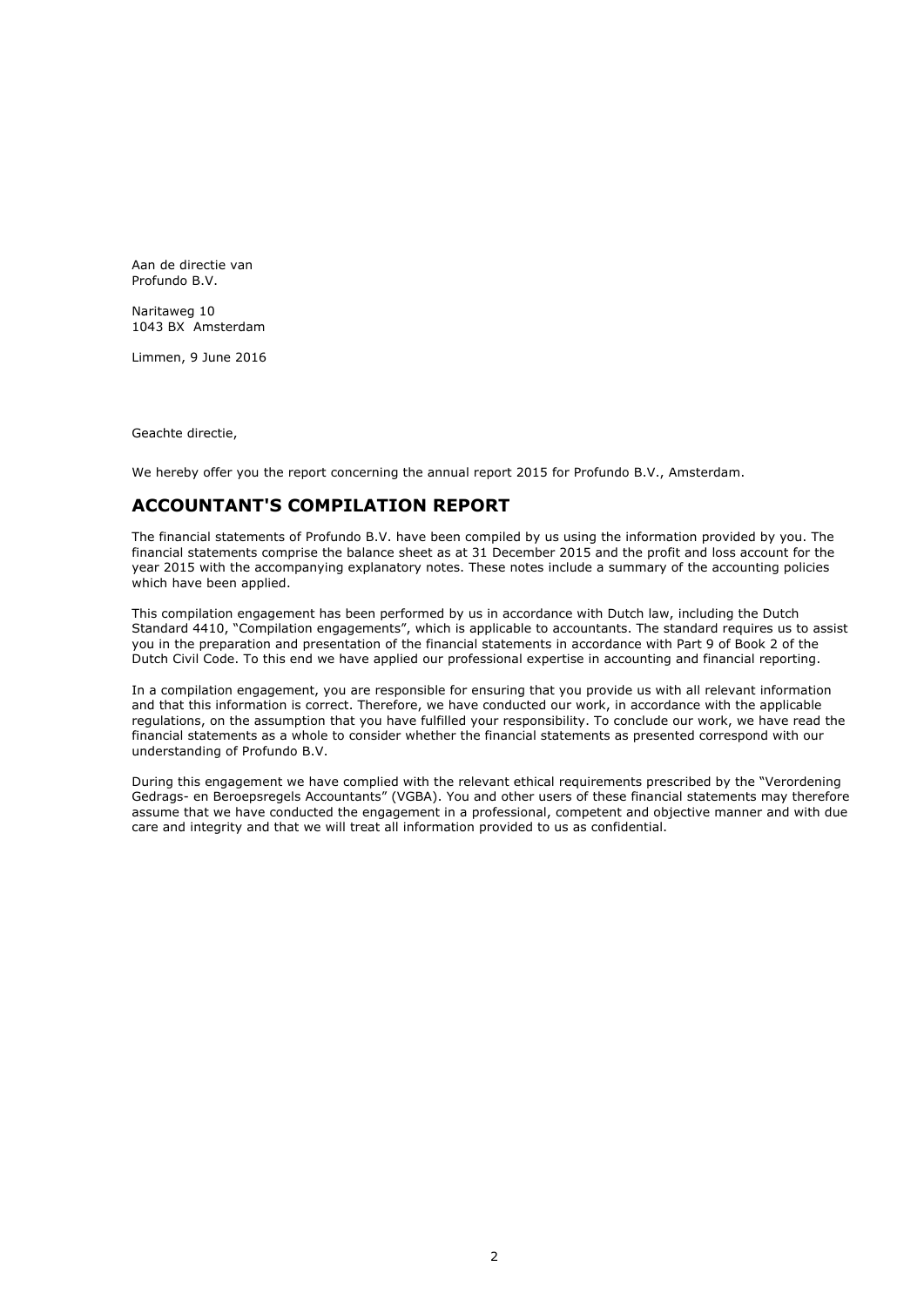Aan de directie van
Profundo B.V.

Naritaweg 10
1043 BX Amsterdam

Limmen, 9 June 2016

Geachte directie,

We hereby offer you the report concerning the annual report 2015 for Profundo B.V., Amsterdam.

## ACCOUNTANT'S COMPILATION REPORT

The financial statements of Profundo B.V. have been compiled by us using the information provided by you. The financial statements comprise the balance sheet as at 31 December 2015 and the profit and loss account for the year 2015 with the accompanying explanatory notes. These notes include a summary of the accounting policies which have been applied.

This compilation engagement has been performed by us in accordance with Dutch law, including the Dutch Standard 4410, “Compilation engagements”, which is applicable to accountants. The standard requires us to assist you in the preparation and presentation of the financial statements in accordance with Part 9 of Book 2 of the Dutch Civil Code. To this end we have applied our professional expertise in accounting and financial reporting.

In a compilation engagement, you are responsible for ensuring that you provide us with all relevant information and that this information is correct. Therefore, we have conducted our work, in accordance with the applicable regulations, on the assumption that you have fulfilled your responsibility. To conclude our work, we have read the financial statements as a whole to consider whether the financial statements as presented correspond with our understanding of Profundo B.V.

During this engagement we have complied with the relevant ethical requirements prescribed by the “Verordening Gedrags- en Beroepsregels Accountants” (VGBA). You and other users of these financial statements may therefore assume that we have conducted the engagement in a professional, competent and objective manner and with due care and integrity and that we will treat all information provided to us as confidential.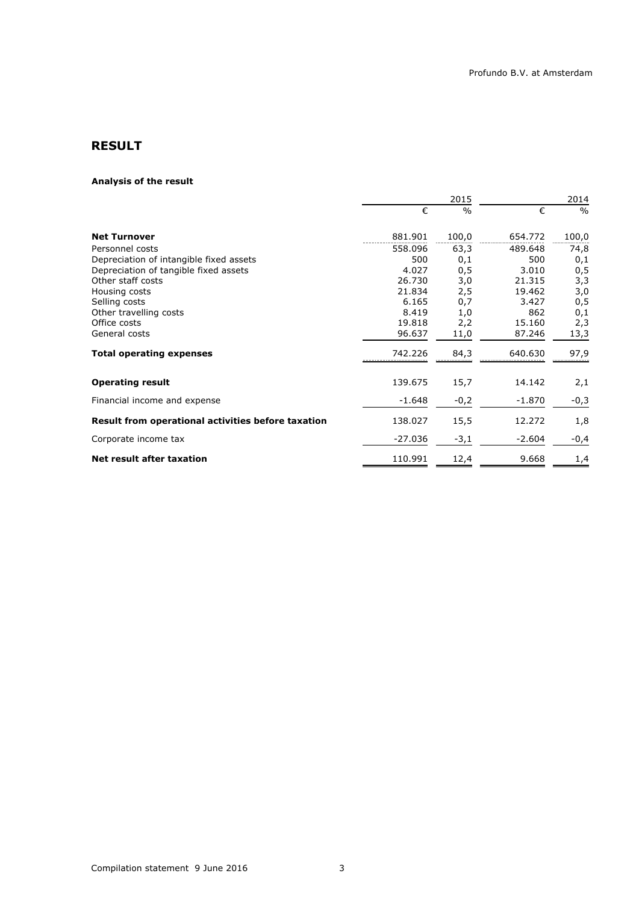## RESULT

### Analysis of the result

| | 2015 | | 2014 | |
|---|---|---|---|---|
| | € | % | € | % |
| **Net Turnover** | 881.901 | 100,0 | 654.772 | 100,0 |
| Personnel costs | 558.096 | 63,3 | 489.648 | 74,8 |
| Depreciation of intangible fixed assets | 500 | 0,1 | 500 | 0,1 |
| Depreciation of tangible fixed assets | 4.027 | 0,5 | 3.010 | 0,5 |
| Other staff costs | 26.730 | 3,0 | 21.315 | 3,3 |
| Housing costs | 21.834 | 2,5 | 19.462 | 3,0 |
| Selling costs | 6.165 | 0,7 | 3.427 | 0,5 |
| Other travelling costs | 8.419 | 1,0 | 862 | 0,1 |
| Office costs | 19.818 | 2,2 | 15.160 | 2,3 |
| General costs | 96.637 | 11,0 | 87.246 | 13,3 |
| **Total operating expenses** | 742.226 | 84,3 | 640.630 | 97,9 |
| **Operating result** | 139.675 | 15,7 | 14.142 | 2,1 |
| Financial income and expense | -1.648 | -0,2 | -1.870 | -0,3 |
| **Result from operational activities before taxation** | 138.027 | 15,5 | 12.272 | 1,8 |
| Corporate income tax | -27.036 | -3,1 | -2.604 | -0,4 |
| **Net result after taxation** | 110.991 | 12,4 | 9.668 | 1,4 |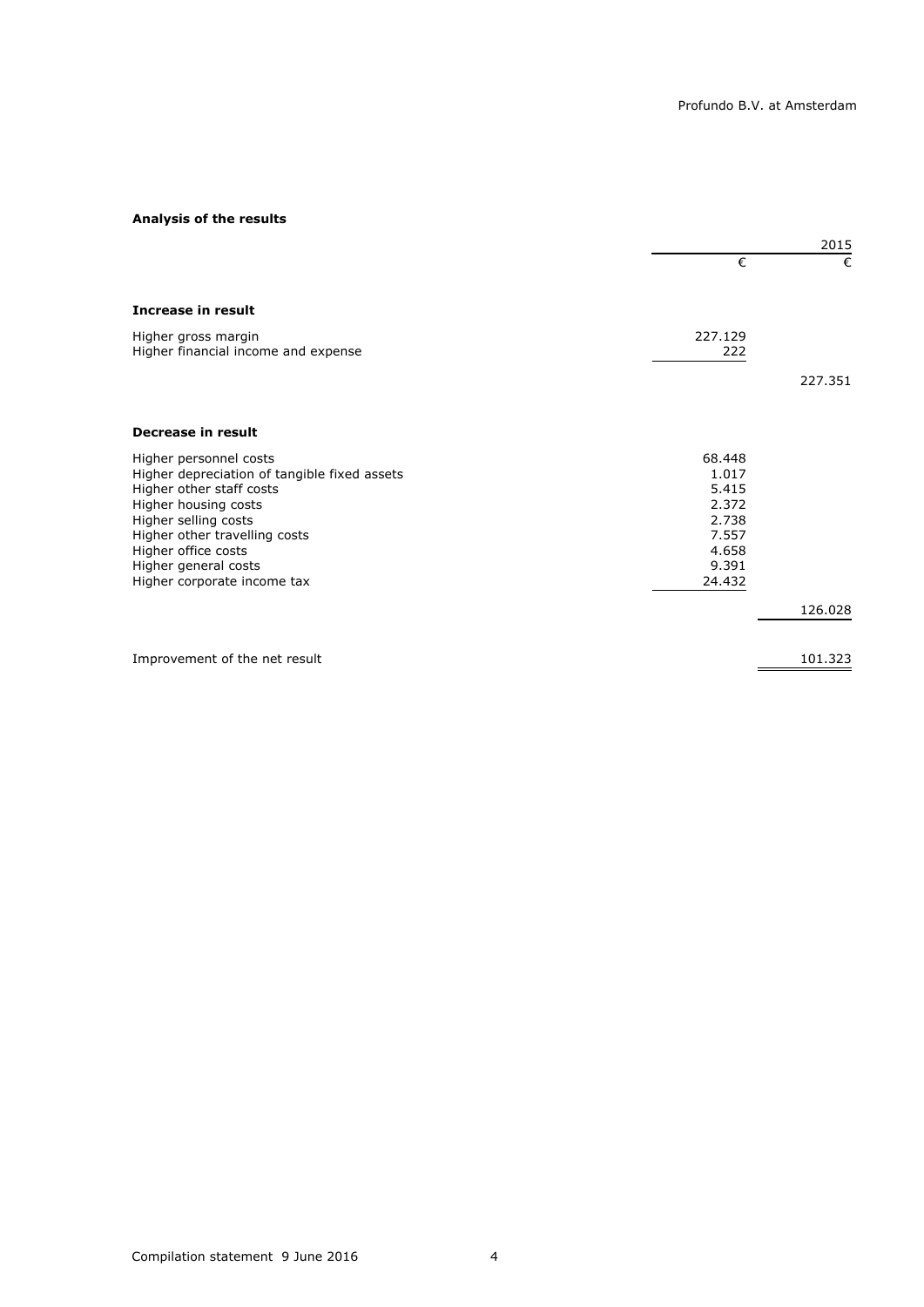## Analysis of the results

| | | 2015 |
|---|---|---|
| | € | € |
| **Increase in result** | | |
| Higher gross margin | 227.129 | |
| Higher financial income and expense | 222 | |
| | | 227.351 |
| **Decrease in result** | | |
| Higher personnel costs | 68.448 | |
| Higher depreciation of tangible fixed assets | 1.017 | |
| Higher other staff costs | 5.415 | |
| Higher housing costs | 2.372 | |
| Higher selling costs | 2.738 | |
| Higher other travelling costs | 7.557 | |
| Higher office costs | 4.658 | |
| Higher general costs | 9.391 | |
| Higher corporate income tax | 24.432 | |
| | | 126.028 |
| Improvement of the net result | | 101.323 |

Compilation statement 9 June 2016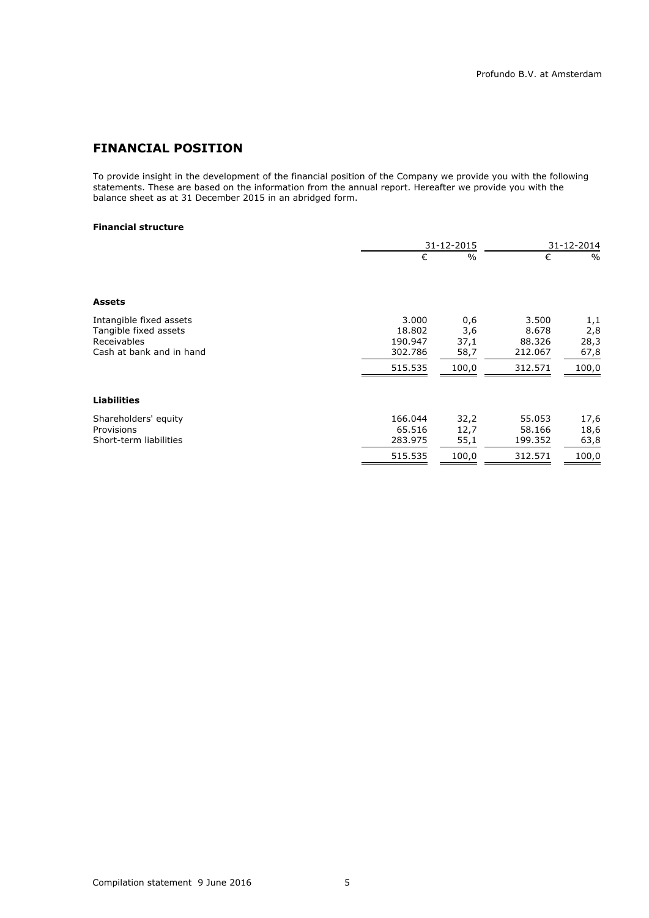## FINANCIAL POSITION

To provide insight in the development of the financial position of the Company we provide you with the following statements. These are based on the information from the annual report. Hereafter we provide you with the balance sheet as at 31 December 2015 in an abridged form.

**Financial structure**

| | 31-12-2015 | | 31-12-2014 | |
|---|---|---|---|---|
| | € | % | € | % |
| **Assets** | | | | |
| Intangible fixed assets | 3.000 | 0,6 | 3.500 | 1,1 |
| Tangible fixed assets | 18.802 | 3,6 | 8.678 | 2,8 |
| Receivables | 190.947 | 37,1 | 88.326 | 28,3 |
| Cash at bank and in hand | 302.786 | 58,7 | 212.067 | 67,8 |
| | 515.535 | 100,0 | 312.571 | 100,0 |
| **Liabilities** | | | | |
| Shareholders' equity | 166.044 | 32,2 | 55.053 | 17,6 |
| Provisions | 65.516 | 12,7 | 58.166 | 18,6 |
| Short-term liabilities | 283.975 | 55,1 | 199.352 | 63,8 |
| | 515.535 | 100,0 | 312.571 | 100,0 |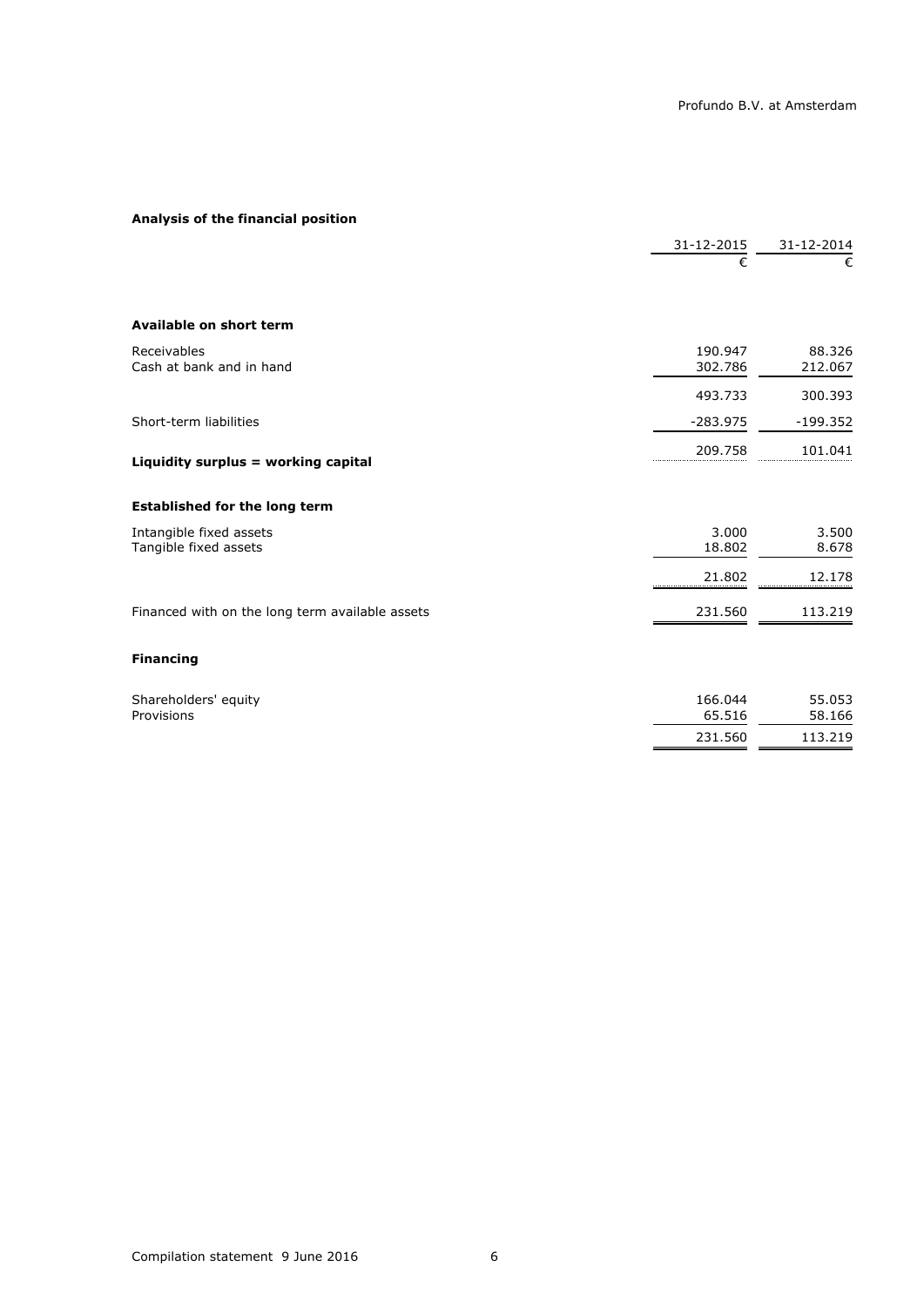## Analysis of the financial position

| | 31-12-2015 | 31-12-2014 |
|---|---|---|
| | € | € |
| **Available on short term** | | |
| Receivables | 190.947 | 88.326 |
| Cash at bank and in hand | 302.786 | 212.067 |
| | 493.733 | 300.393 |
| Short-term liabilities | -283.975 | -199.352 |
| **Liquidity surplus = working capital** | 209.758 | 101.041 |
| **Established for the long term** | | |
| Intangible fixed assets | 3.000 | 3.500 |
| Tangible fixed assets | 18.802 | 8.678 |
| | 21.802 | 12.178 |
| Financed with on the long term available assets | 231.560 | 113.219 |
| **Financing** | | |
| Shareholders' equity | 166.044 | 55.053 |
| Provisions | 65.516 | 58.166 |
| | 231.560 | 113.219 |

Compilation statement 9 June 2016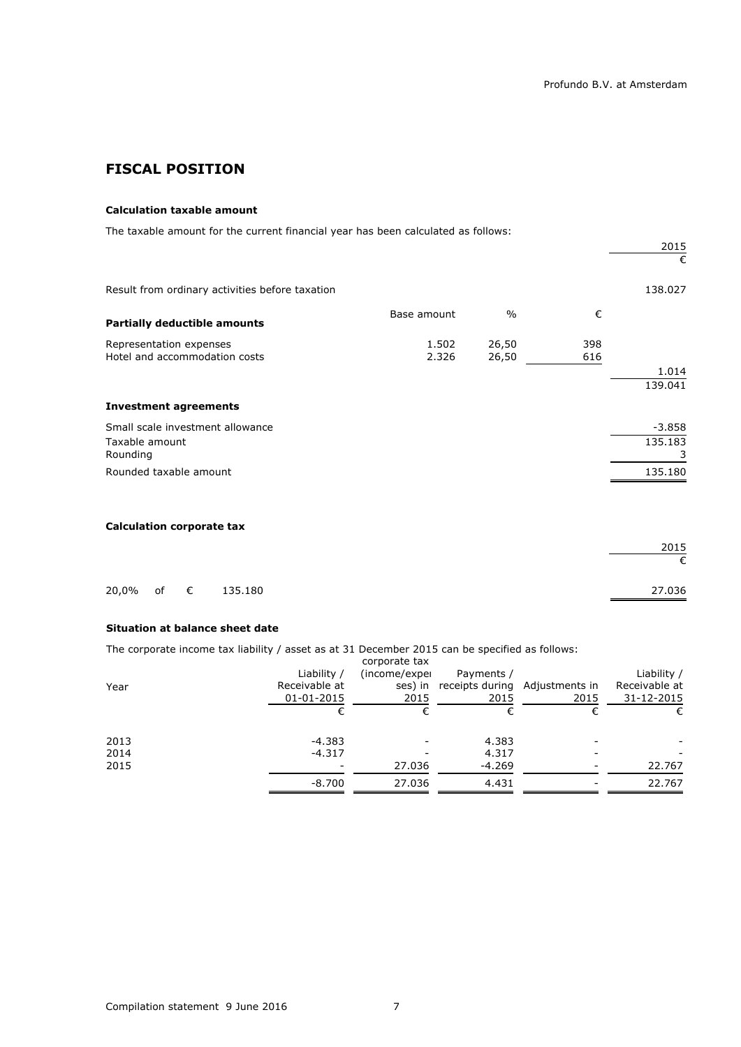# FISCAL POSITION

### Calculation taxable amount

The taxable amount for the current financial year has been calculated as follows:

| | | | | 2015 |
|---|---|---|---|---|
| | | | | € |
| Result from ordinary activities before taxation | | | | 138.027 |
| **Partially deductible amounts** | Base amount | % | € | |
| Representation expenses | 1.502 | 26,50 | 398 | |
| Hotel and accommodation costs | 2.326 | 26,50 | 616 | |
| | | | | 1.014 |
| | | | | 139.041 |
| **Investment agreements** | | | | |
| Small scale investment allowance | | | | -3.858 |
| Taxable amount | | | | 135.183 |
| Rounding | | | | 3 |
| Rounded taxable amount | | | | 135.180 |

### Calculation corporate tax

| | 2015 |
|---|---|
| | € |
| 20,0% of € 135.180 | 27.036 |

### Situation at balance sheet date

The corporate income tax liability / asset as at 31 December 2015 can be specified as follows:

| Year | Liability / Receivable at 01-01-2015 | corporate tax (income/expenses) in 2015 | Payments / receipts during 2015 | Adjustments in 2015 | Liability / Receivable at 31-12-2015 |
|---|---|---|---|---|---|
| | € | € | € | € | € |
| 2013 | -4.383 | - | 4.383 | - | - |
| 2014 | -4.317 | - | 4.317 | - | - |
| 2015 | - | 27.036 | -4.269 | - | 22.767 |
| | -8.700 | 27.036 | 4.431 | - | 22.767 |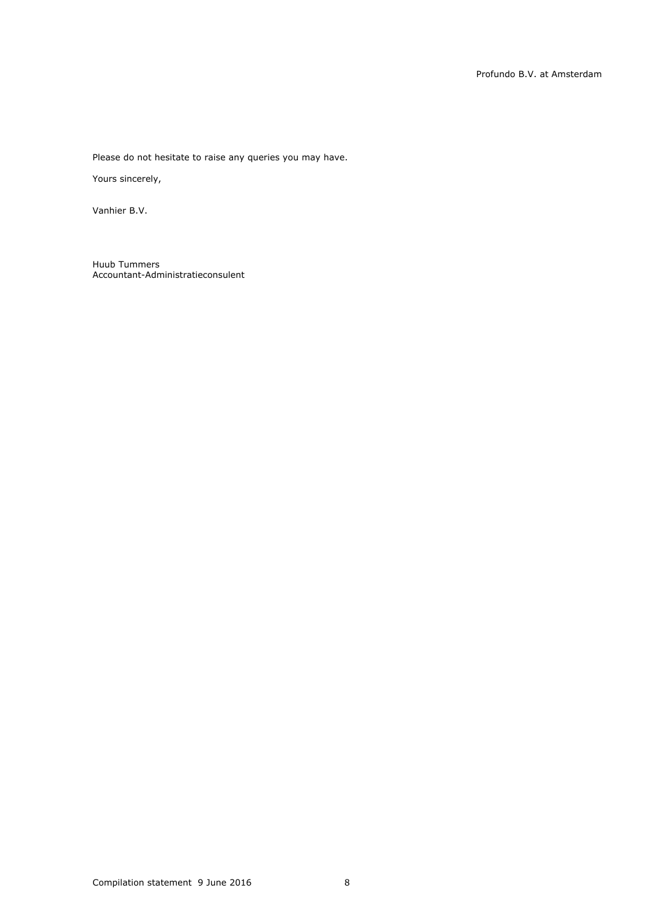Please do not hesitate to raise any queries you may have.

Yours sincerely,

Vanhier B.V.

Huub Tummers
Accountant-Administratieconsulent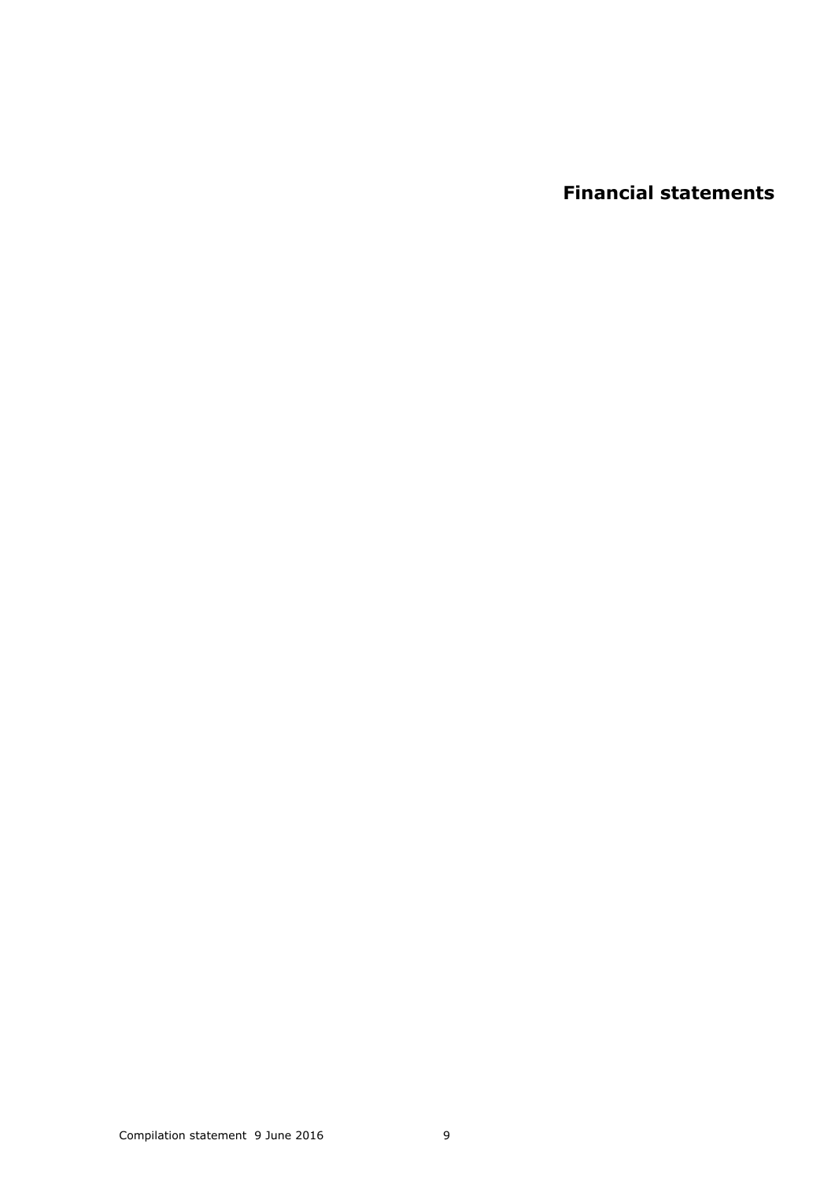# Financial statements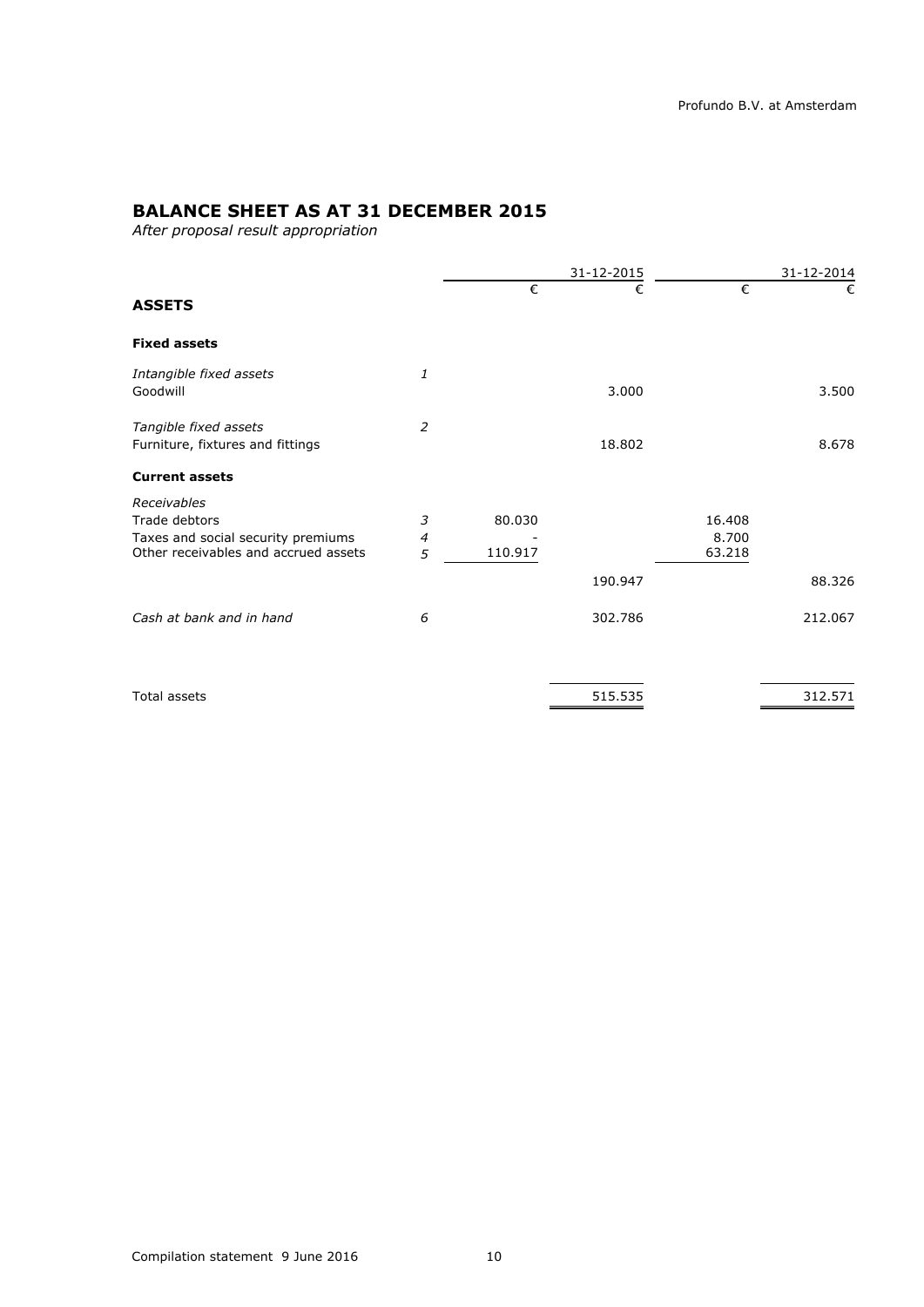## BALANCE SHEET AS AT 31 DECEMBER 2015

*After proposal result appropriation*

| | | 31-12-2015 | | 31-12-2014 | |
|---|---|---|---|---|---|
| | | € | € | € | € |
| **ASSETS** | | | | | |
| **Fixed assets** | | | | | |
| *Intangible fixed assets* | *1* | | | | |
| Goodwill | | | 3.000 | | 3.500 |
| *Tangible fixed assets* | *2* | | | | |
| Furniture, fixtures and fittings | | | 18.802 | | 8.678 |
| **Current assets** | | | | | |
| *Receivables* | | | | | |
| Trade debtors | *3* | 80.030 | | 16.408 | |
| Taxes and social security premiums | *4* | - | | 8.700 | |
| Other receivables and accrued assets | *5* | 110.917 | | 63.218 | |
| | | | 190.947 | | 88.326 |
| *Cash at bank and in hand* | *6* | | 302.786 | | 212.067 |
| Total assets | | | 515.535 | | 312.571 |

Compilation statement 9 June 2016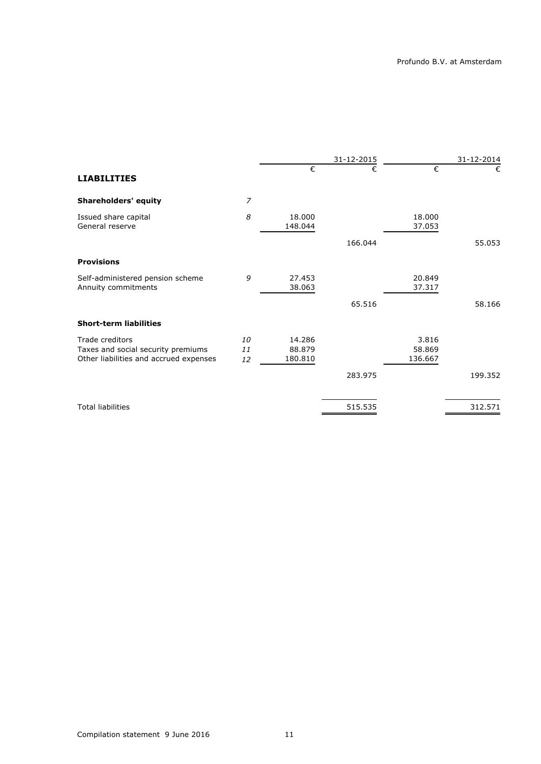## LIABILITIES

| | | 31-12-2015 | | 31-12-2014 | |
|---|---|---|---|---|---|
| | | € | € | € | € |
| **Shareholders' equity** | *7* | | | | |
| Issued share capital | *8* | 18.000 | | 18.000 | |
| General reserve | | 148.044 | | 37.053 | |
| | | | 166.044 | | 55.053 |
| **Provisions** | | | | | |
| Self-administered pension scheme | *9* | 27.453 | | 20.849 | |
| Annuity commitments | | 38.063 | | 37.317 | |
| | | | 65.516 | | 58.166 |
| **Short-term liabilities** | | | | | |
| Trade creditors | *10* | 14.286 | | 3.816 | |
| Taxes and social security premiums | *11* | 88.879 | | 58.869 | |
| Other liabilities and accrued expenses | *12* | 180.810 | | 136.667 | |
| | | | 283.975 | | 199.352 |
| Total liabilities | | | 515.535 | | 312.571 |

Compilation statement 9 June 2016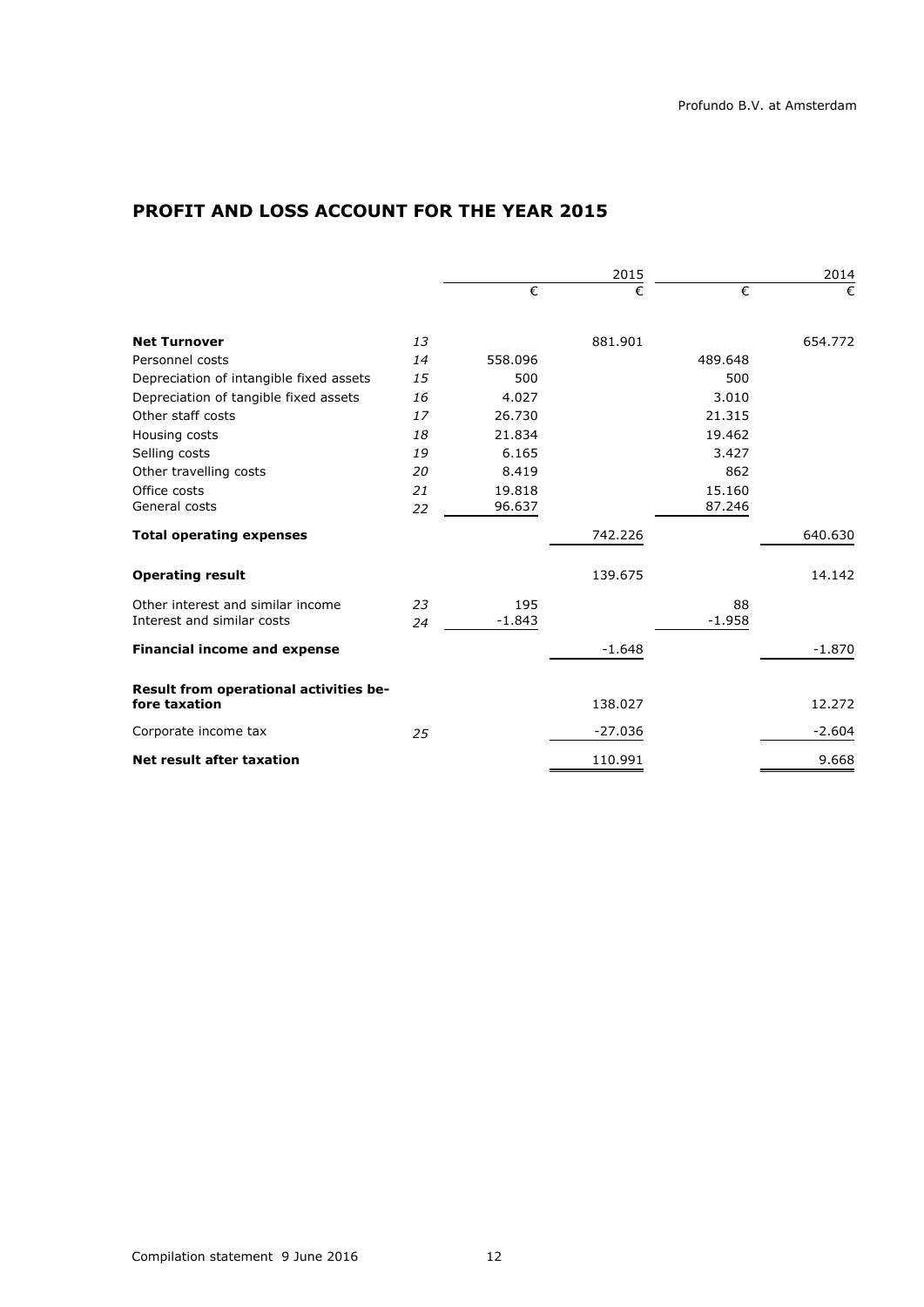# PROFIT AND LOSS ACCOUNT FOR THE YEAR 2015

| | | 2015 | | 2014 | |
|---|---|---|---|---|---|
| | | € | € | € | € |
| **Net Turnover** | *13* | | 881.901 | | 654.772 |
| Personnel costs | *14* | 558.096 | | 489.648 | |
| Depreciation of intangible fixed assets | *15* | 500 | | 500 | |
| Depreciation of tangible fixed assets | *16* | 4.027 | | 3.010 | |
| Other staff costs | *17* | 26.730 | | 21.315 | |
| Housing costs | *18* | 21.834 | | 19.462 | |
| Selling costs | *19* | 6.165 | | 3.427 | |
| Other travelling costs | *20* | 8.419 | | 862 | |
| Office costs | *21* | 19.818 | | 15.160 | |
| General costs | *22* | 96.637 | | 87.246 | |
| **Total operating expenses** | | | 742.226 | | 640.630 |
| **Operating result** | | | 139.675 | | 14.142 |
| Other interest and similar income | *23* | 195 | | 88 | |
| Interest and similar costs | *24* | -1.843 | | -1.958 | |
| **Financial income and expense** | | | -1.648 | | -1.870 |
| **Result from operational activities before taxation** | | | 138.027 | | 12.272 |
| Corporate income tax | *25* | | -27.036 | | -2.604 |
| **Net result after taxation** | | | 110.991 | | 9.668 |

Compilation statement 9 June 2016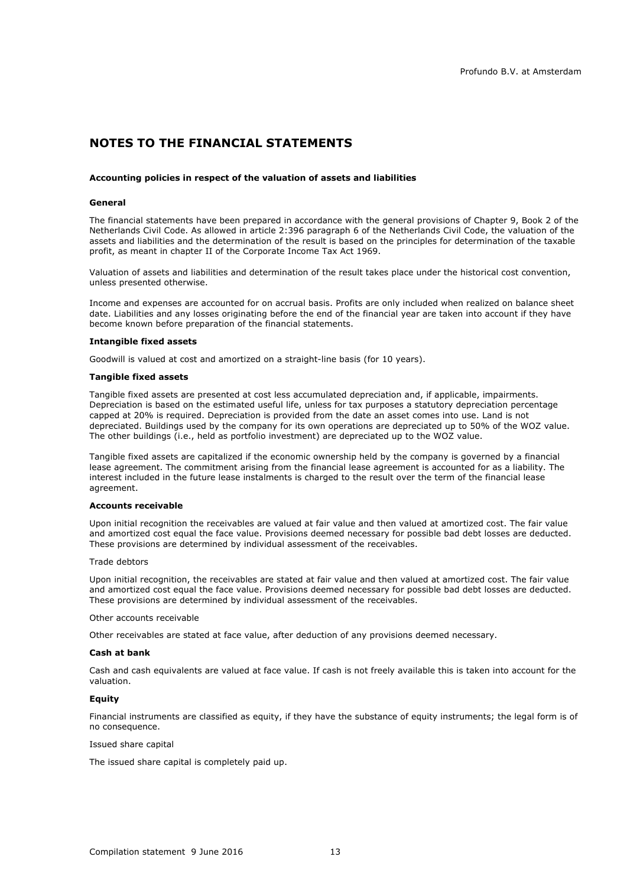## NOTES TO THE FINANCIAL STATEMENTS

**Accounting policies in respect of the valuation of assets and liabilities**

**General**

The financial statements have been prepared in accordance with the general provisions of Chapter 9, Book 2 of the Netherlands Civil Code. As allowed in article 2:396 paragraph 6 of the Netherlands Civil Code, the valuation of the assets and liabilities and the determination of the result is based on the principles for determination of the taxable profit, as meant in chapter II of the Corporate Income Tax Act 1969.

Valuation of assets and liabilities and determination of the result takes place under the historical cost convention, unless presented otherwise.

Income and expenses are accounted for on accrual basis. Profits are only included when realized on balance sheet date. Liabilities and any losses originating before the end of the financial year are taken into account if they have become known before preparation of the financial statements.

**Intangible fixed assets**

Goodwill is valued at cost and amortized on a straight-line basis (for 10 years).

**Tangible fixed assets**

Tangible fixed assets are presented at cost less accumulated depreciation and, if applicable, impairments. Depreciation is based on the estimated useful life, unless for tax purposes a statutory depreciation percentage capped at 20% is required. Depreciation is provided from the date an asset comes into use. Land is not depreciated. Buildings used by the company for its own operations are depreciated up to 50% of the WOZ value. The other buildings (i.e., held as portfolio investment) are depreciated up to the WOZ value.

Tangible fixed assets are capitalized if the economic ownership held by the company is governed by a financial lease agreement. The commitment arising from the financial lease agreement is accounted for as a liability. The interest included in the future lease instalments is charged to the result over the term of the financial lease agreement.

**Accounts receivable**

Upon initial recognition the receivables are valued at fair value and then valued at amortized cost. The fair value and amortized cost equal the face value. Provisions deemed necessary for possible bad debt losses are deducted. These provisions are determined by individual assessment of the receivables.

Trade debtors

Upon initial recognition, the receivables are stated at fair value and then valued at amortized cost. The fair value and amortized cost equal the face value. Provisions deemed necessary for possible bad debt losses are deducted. These provisions are determined by individual assessment of the receivables.

Other accounts receivable

Other receivables are stated at face value, after deduction of any provisions deemed necessary.

**Cash at bank**

Cash and cash equivalents are valued at face value. If cash is not freely available this is taken into account for the valuation.

**Equity**

Financial instruments are classified as equity, if they have the substance of equity instruments; the legal form is of no consequence.

Issued share capital

The issued share capital is completely paid up.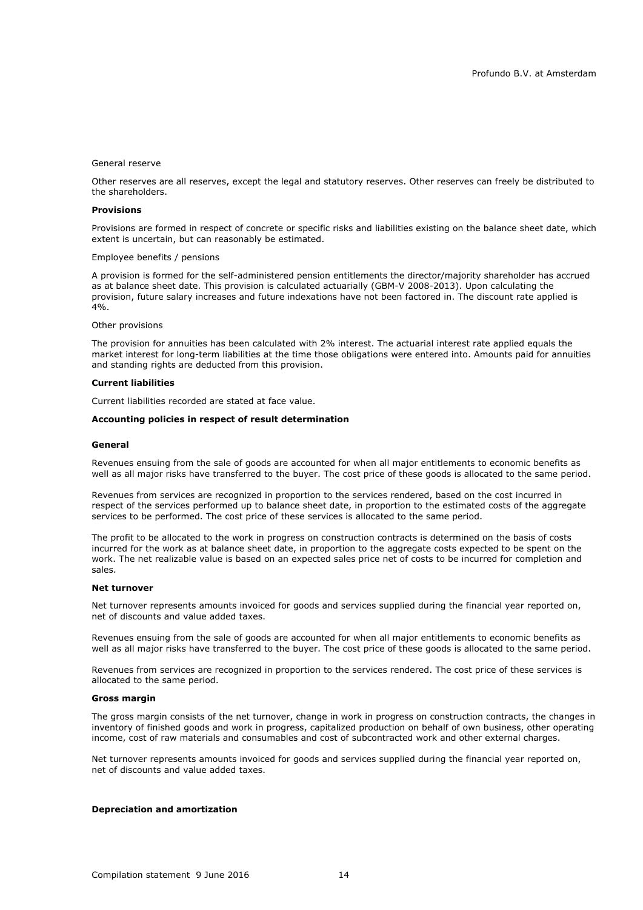General reserve

Other reserves are all reserves, except the legal and statutory reserves. Other reserves can freely be distributed to the shareholders.

**Provisions**

Provisions are formed in respect of concrete or specific risks and liabilities existing on the balance sheet date, which extent is uncertain, but can reasonably be estimated.

Employee benefits / pensions

A provision is formed for the self-administered pension entitlements the director/majority shareholder has accrued as at balance sheet date. This provision is calculated actuarially (GBM-V 2008-2013). Upon calculating the provision, future salary increases and future indexations have not been factored in. The discount rate applied is 4%.

Other provisions

The provision for annuities has been calculated with 2% interest. The actuarial interest rate applied equals the market interest for long-term liabilities at the time those obligations were entered into. Amounts paid for annuities and standing rights are deducted from this provision.

**Current liabilities**

Current liabilities recorded are stated at face value.

**Accounting policies in respect of result determination**

**General**

Revenues ensuing from the sale of goods are accounted for when all major entitlements to economic benefits as well as all major risks have transferred to the buyer. The cost price of these goods is allocated to the same period.

Revenues from services are recognized in proportion to the services rendered, based on the cost incurred in respect of the services performed up to balance sheet date, in proportion to the estimated costs of the aggregate services to be performed. The cost price of these services is allocated to the same period.

The profit to be allocated to the work in progress on construction contracts is determined on the basis of costs incurred for the work as at balance sheet date, in proportion to the aggregate costs expected to be spent on the work. The net realizable value is based on an expected sales price net of costs to be incurred for completion and sales.

**Net turnover**

Net turnover represents amounts invoiced for goods and services supplied during the financial year reported on, net of discounts and value added taxes.

Revenues ensuing from the sale of goods are accounted for when all major entitlements to economic benefits as well as all major risks have transferred to the buyer. The cost price of these goods is allocated to the same period.

Revenues from services are recognized in proportion to the services rendered. The cost price of these services is allocated to the same period.

**Gross margin**

The gross margin consists of the net turnover, change in work in progress on construction contracts, the changes in inventory of finished goods and work in progress, capitalized production on behalf of own business, other operating income, cost of raw materials and consumables and cost of subcontracted work and other external charges.

Net turnover represents amounts invoiced for goods and services supplied during the financial year reported on, net of discounts and value added taxes.

**Depreciation and amortization**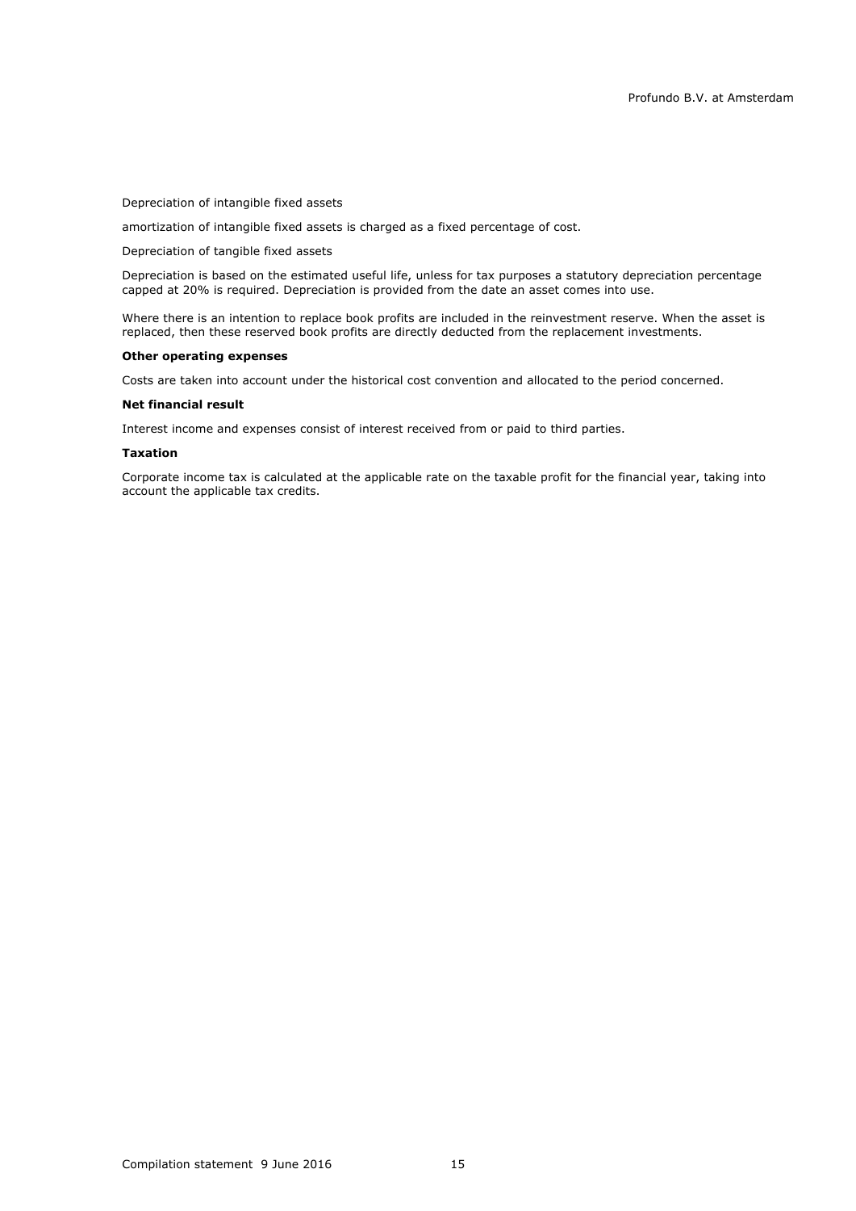Depreciation of intangible fixed assets

amortization of intangible fixed assets is charged as a fixed percentage of cost.

Depreciation of tangible fixed assets

Depreciation is based on the estimated useful life, unless for tax purposes a statutory depreciation percentage capped at 20% is required. Depreciation is provided from the date an asset comes into use.

Where there is an intention to replace book profits are included in the reinvestment reserve. When the asset is replaced, then these reserved book profits are directly deducted from the replacement investments.

**Other operating expenses**

Costs are taken into account under the historical cost convention and allocated to the period concerned.

**Net financial result**

Interest income and expenses consist of interest received from or paid to third parties.

**Taxation**

Corporate income tax is calculated at the applicable rate on the taxable profit for the financial year, taking into account the applicable tax credits.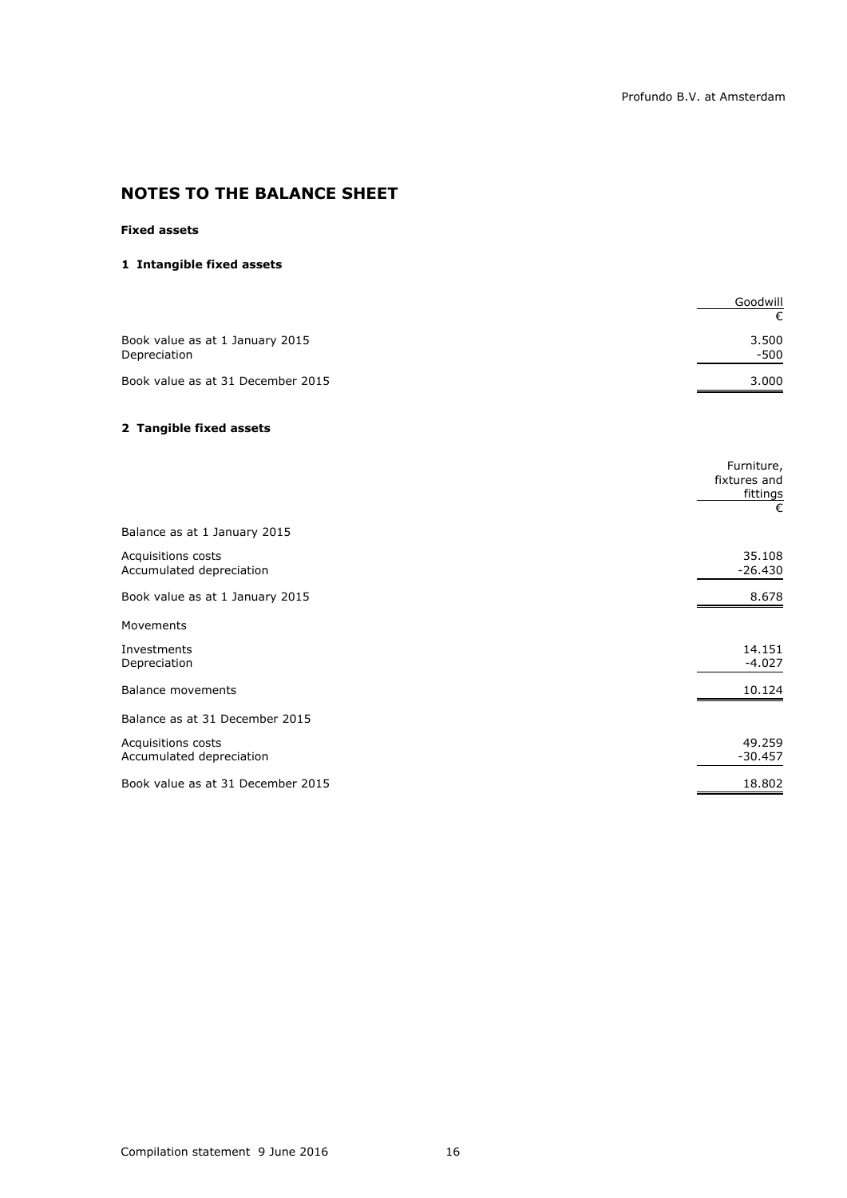## NOTES TO THE BALANCE SHEET

**Fixed assets**

**1 Intangible fixed assets**

| | Goodwill |
|---|---|
| | € |
| Book value as at 1 January 2015 | 3.500 |
| Depreciation | -500 |
| Book value as at 31 December 2015 | 3.000 |

**2 Tangible fixed assets**

| | Furniture, fixtures and fittings |
|---|---|
| | € |
| Balance as at 1 January 2015 | |
| Acquisitions costs | 35.108 |
| Accumulated depreciation | -26.430 |
| Book value as at 1 January 2015 | 8.678 |
| Movements | |
| Investments | 14.151 |
| Depreciation | -4.027 |
| Balance movements | 10.124 |
| Balance as at 31 December 2015 | |
| Acquisitions costs | 49.259 |
| Accumulated depreciation | -30.457 |
| Book value as at 31 December 2015 | 18.802 |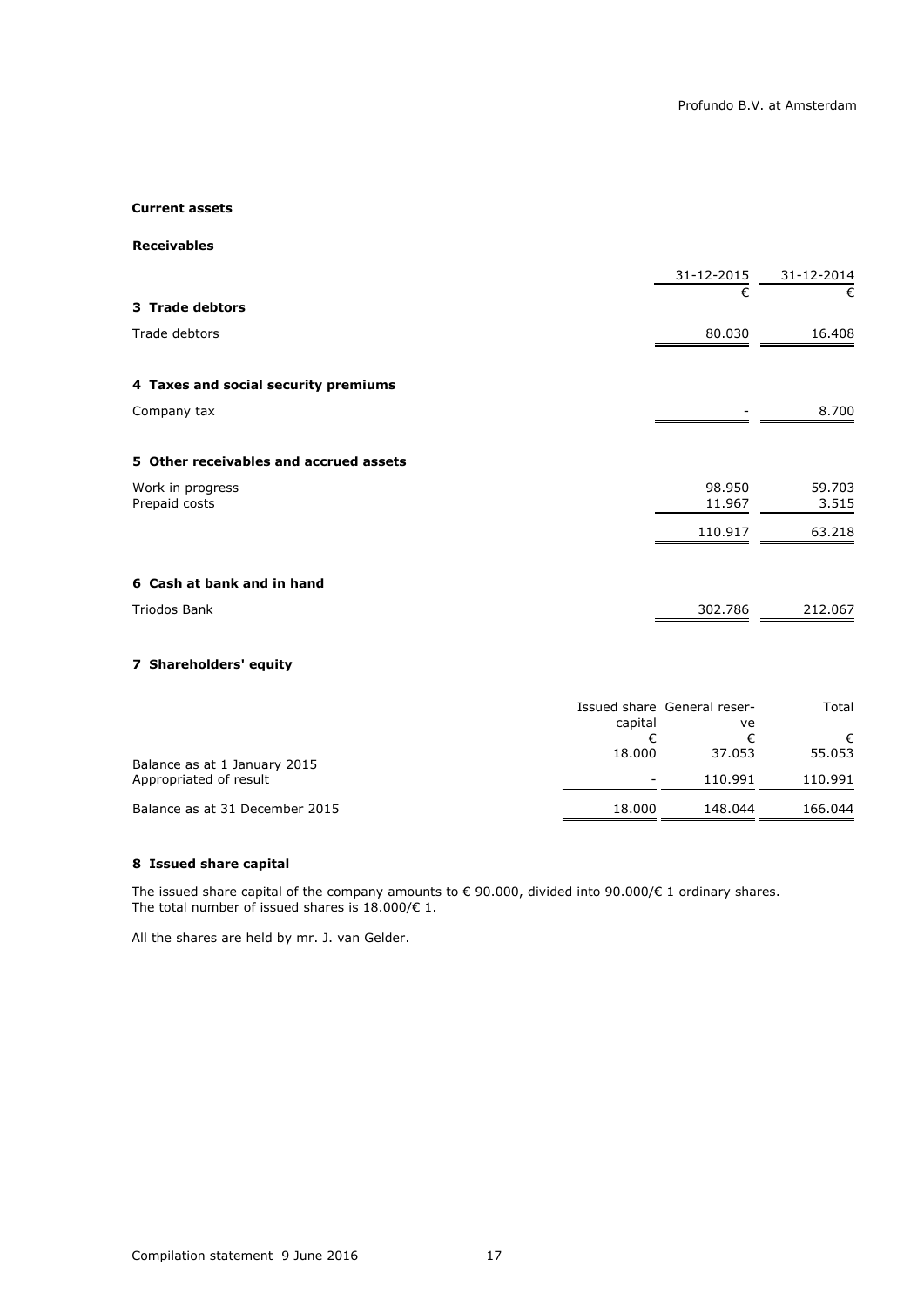## Current assets

### Receivables

| | 31-12-2015 | 31-12-2014 |
|---|---|---|
| | € | € |
| **3 Trade debtors** | | |
| Trade debtors | 80.030 | 16.408 |
| | | |
| **4 Taxes and social security premiums** | | |
| Company tax | - | 8.700 |
| | | |
| **5 Other receivables and accrued assets** | | |
| Work in progress | 98.950 | 59.703 |
| Prepaid costs | 11.967 | 3.515 |
| | 110.917 | 63.218 |
| | | |
| **6 Cash at bank and in hand** | | |
| Triodos Bank | 302.786 | 212.067 |

### 7 Shareholders' equity

| | Issued share capital | General reserve | Total |
|---|---|---|---|
| | € | € | € |
| Balance as at 1 January 2015 | 18.000 | 37.053 | 55.053 |
| Appropriated of result | - | 110.991 | 110.991 |
| Balance as at 31 December 2015 | 18.000 | 148.044 | 166.044 |

### 8 Issued share capital

The issued share capital of the company amounts to € 90.000, divided into 90.000/€ 1 ordinary shares.
The total number of issued shares is 18.000/€ 1.

All the shares are held by mr. J. van Gelder.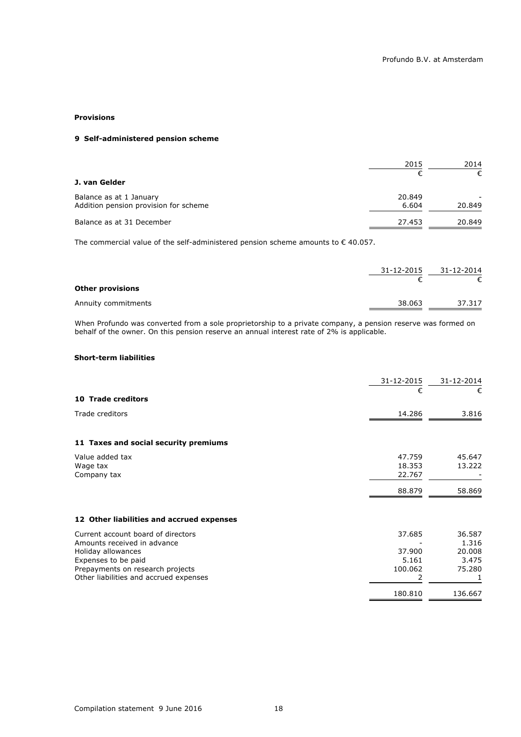## Provisions

### 9 Self-administered pension scheme

| | 2015 | 2014 |
|---|---|---|
| | € | € |
| **J. van Gelder** | | |
| Balance as at 1 January | 20.849 | - |
| Addition pension provision for scheme | 6.604 | 20.849 |
| Balance as at 31 December | 27.453 | 20.849 |

The commercial value of the self-administered pension scheme amounts to € 40.057.

| | 31-12-2015 | 31-12-2014 |
|---|---|---|
| | € | € |
| **Other provisions** | | |
| Annuity commitments | 38.063 | 37.317 |

When Profundo was converted from a sole proprietorship to a private company, a pension reserve was formed on behalf of the owner. On this pension reserve an annual interest rate of 2% is applicable.

## Short-term liabilities

| | 31-12-2015 | 31-12-2014 |
|---|---|---|
| | € | € |
| **10 Trade creditors** | | |
| Trade creditors | 14.286 | 3.816 |
| | | |
| **11 Taxes and social security premiums** | | |
| Value added tax | 47.759 | 45.647 |
| Wage tax | 18.353 | 13.222 |
| Company tax | 22.767 | - |
| | 88.879 | 58.869 |
| | | |
| **12 Other liabilities and accrued expenses** | | |
| Current account board of directors | 37.685 | 36.587 |
| Amounts received in advance | - | 1.316 |
| Holiday allowances | 37.900 | 20.008 |
| Expenses to be paid | 5.161 | 3.475 |
| Prepayments on research projects | 100.062 | 75.280 |
| Other liabilities and accrued expenses | 2 | 1 |
| | 180.810 | 136.667 |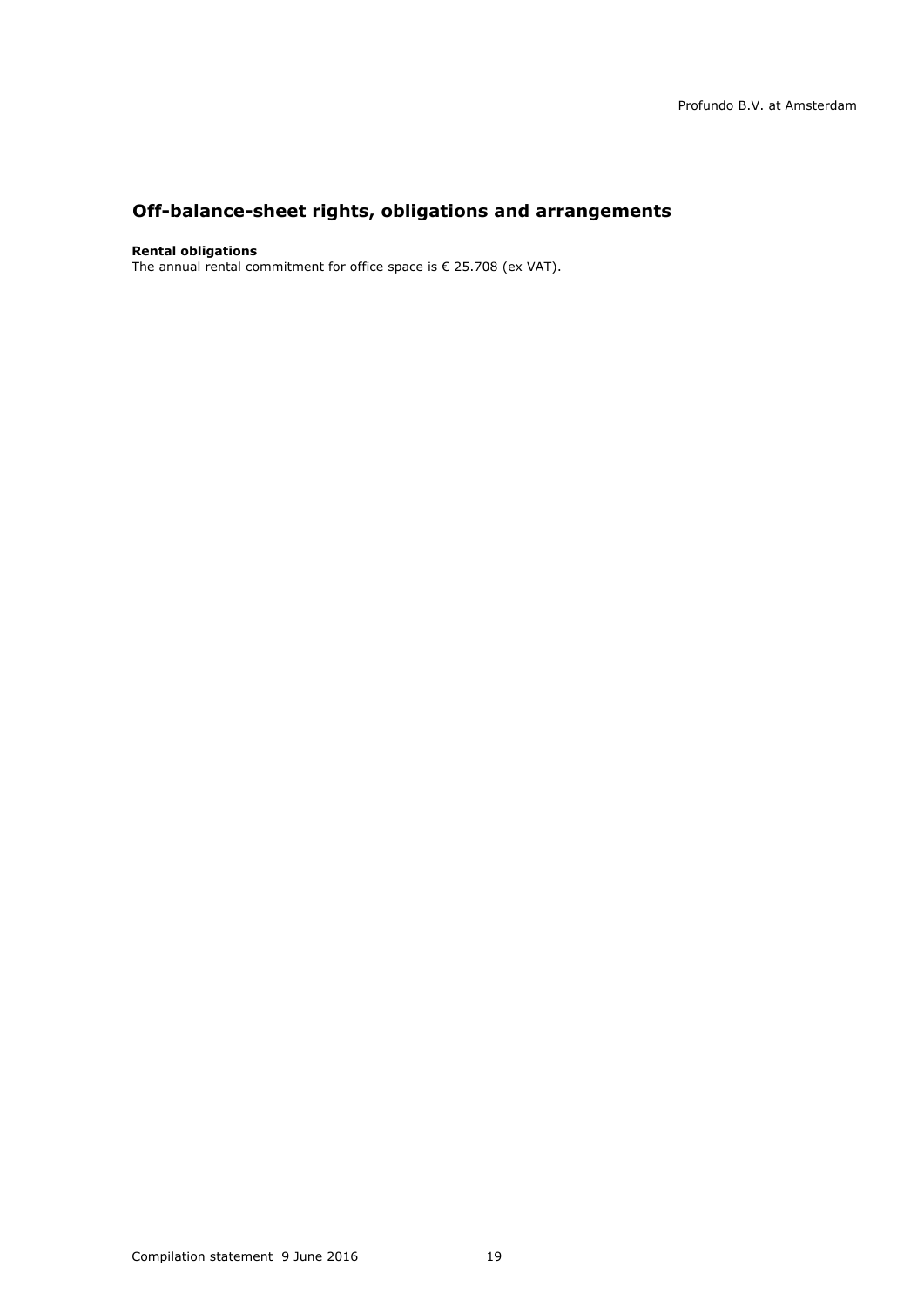## Off-balance-sheet rights, obligations and arrangements

**Rental obligations**
The annual rental commitment for office space is € 25.708 (ex VAT).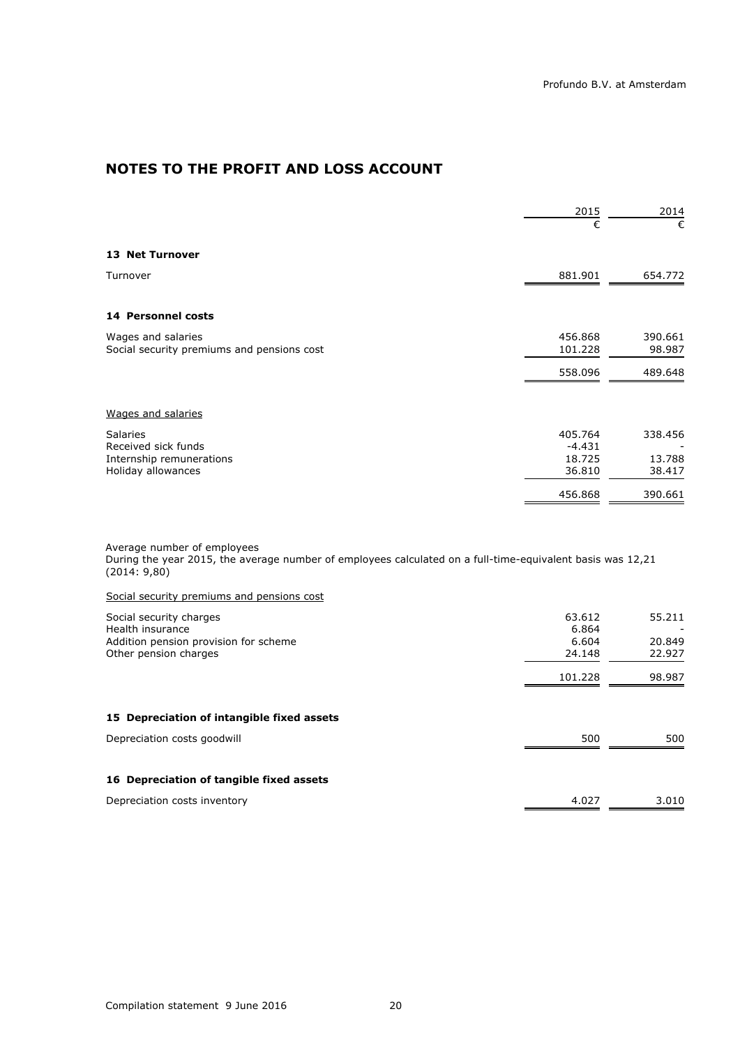# NOTES TO THE PROFIT AND LOSS ACCOUNT

| | 2015 | 2014 |
|---|---|---|
| | € | € |
| **13 Net Turnover** | | |
| Turnover | 881.901 | 654.772 |
| **14 Personnel costs** | | |
| Wages and salaries | 456.868 | 390.661 |
| Social security premiums and pensions cost | 101.228 | 98.987 |
| | 558.096 | 489.648 |

Wages and salaries

| | 2015 | 2014 |
|---|---|---|
| Salaries | 405.764 | 338.456 |
| Received sick funds | -4.431 | - |
| Internship remunerations | 18.725 | 13.788 |
| Holiday allowances | 36.810 | 38.417 |
| | 456.868 | 390.661 |

Average number of employees
During the year 2015, the average number of employees calculated on a full-time-equivalent basis was 12,21 (2014: 9,80)

Social security premiums and pensions cost

| | 2015 | 2014 |
|---|---|---|
| Social security charges | 63.612 | 55.211 |
| Health insurance | 6.864 | - |
| Addition pension provision for scheme | 6.604 | 20.849 |
| Other pension charges | 24.148 | 22.927 |
| | 101.228 | 98.987 |

| | 2015 | 2014 |
|---|---|---|
| **15 Depreciation of intangible fixed assets** | | |
| Depreciation costs goodwill | 500 | 500 |
| **16 Depreciation of tangible fixed assets** | | |
| Depreciation costs inventory | 4.027 | 3.010 |

Compilation statement 9 June 2016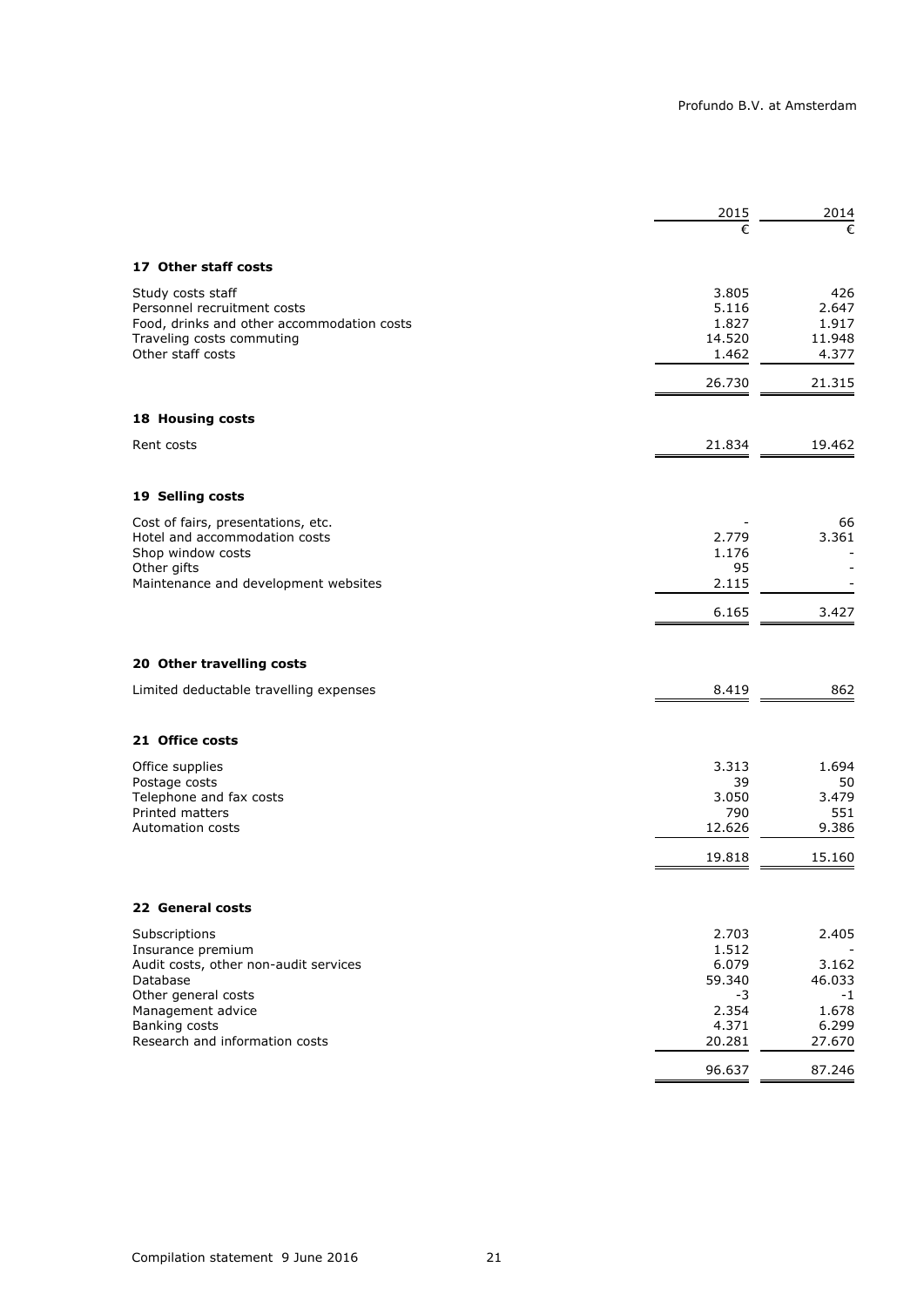| | 2015 | 2014 |
|---|---|---|
| | € | € |
| **17 Other staff costs** | | |
| Study costs staff | 3.805 | 426 |
| Personnel recruitment costs | 5.116 | 2.647 |
| Food, drinks and other accommodation costs | 1.827 | 1.917 |
| Traveling costs commuting | 14.520 | 11.948 |
| Other staff costs | 1.462 | 4.377 |
| | 26.730 | 21.315 |
| **18 Housing costs** | | |
| Rent costs | 21.834 | 19.462 |
| **19 Selling costs** | | |
| Cost of fairs, presentations, etc. | - | 66 |
| Hotel and accommodation costs | 2.779 | 3.361 |
| Shop window costs | 1.176 | - |
| Other gifts | 95 | - |
| Maintenance and development websites | 2.115 | - |
| | 6.165 | 3.427 |
| **20 Other travelling costs** | | |
| Limited deductable travelling expenses | 8.419 | 862 |
| **21 Office costs** | | |
| Office supplies | 3.313 | 1.694 |
| Postage costs | 39 | 50 |
| Telephone and fax costs | 3.050 | 3.479 |
| Printed matters | 790 | 551 |
| Automation costs | 12.626 | 9.386 |
| | 19.818 | 15.160 |
| **22 General costs** | | |
| Subscriptions | 2.703 | 2.405 |
| Insurance premium | 1.512 | - |
| Audit costs, other non-audit services | 6.079 | 3.162 |
| Database | 59.340 | 46.033 |
| Other general costs | -3 | -1 |
| Management advice | 2.354 | 1.678 |
| Banking costs | 4.371 | 6.299 |
| Research and information costs | 20.281 | 27.670 |
| | 96.637 | 87.246 |

Compilation statement 9 June 2016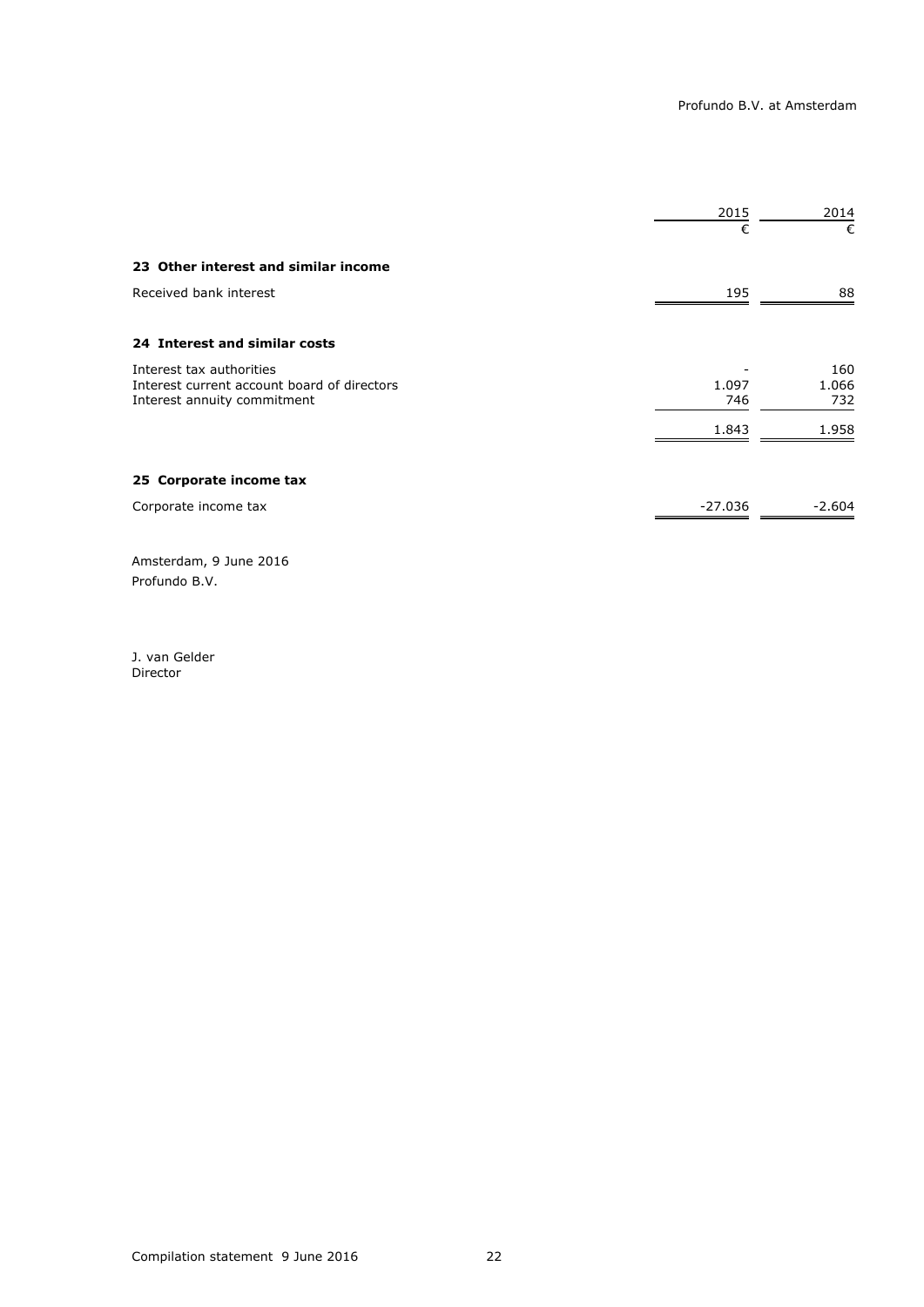| | 2015 | 2014 |
|---|---|---|
| | € | € |
| **23 Other interest and similar income** | | |
| Received bank interest | 195 | 88 |
| **24 Interest and similar costs** | | |
| Interest tax authorities | - | 160 |
| Interest current account board of directors | 1.097 | 1.066 |
| Interest annuity commitment | 746 | 732 |
| | 1.843 | 1.958 |
| **25 Corporate income tax** | | |
| Corporate income tax | -27.036 | -2.604 |

Amsterdam, 9 June 2016
Profundo B.V.

J. van Gelder
Director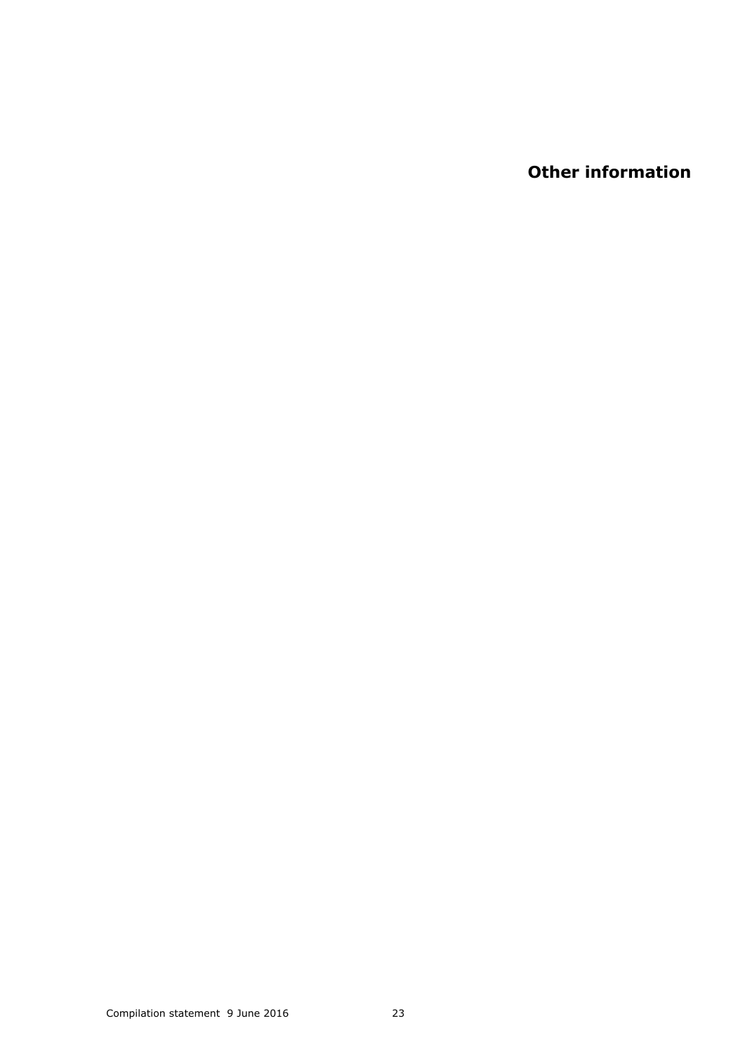# Other information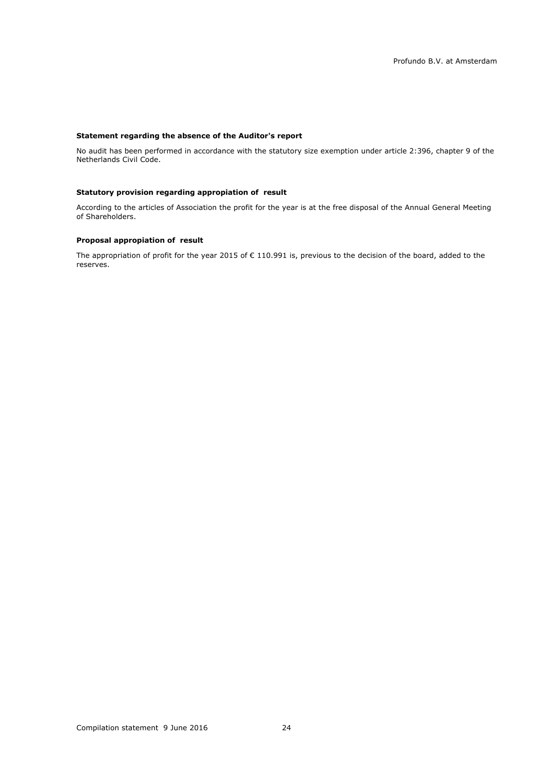**Statement regarding the absence of the Auditor's report**

No audit has been performed in accordance with the statutory size exemption under article 2:396, chapter 9 of the Netherlands Civil Code.

**Statutory provision regarding appropiation of result**

According to the articles of Association the profit for the year is at the free disposal of the Annual General Meeting of Shareholders.

**Proposal appropiation of result**

The appropriation of profit for the year 2015 of € 110.991 is, previous to the decision of the board, added to the reserves.